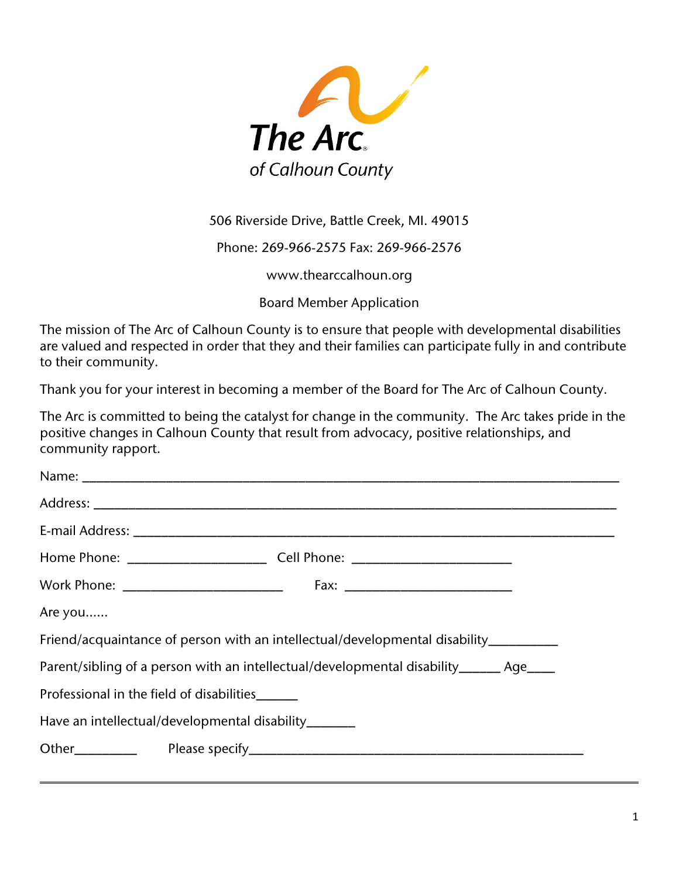# The Arc of Calhoun County

506 Riverside Drive, Battle Creek, MI. 49015

Phone: 269-966-2575 Fax: 269-966-2576

www.thearccalhoun.org

## Board Member Application

The mission of The Arc of Calhoun County is to ensure that people with developmental disabilities are valued and respected in order that they and their families can participate fully in and contribute to their community.

Thank you for your interest in becoming a member of the Board for The Arc of Calhoun County.

The Arc is committed to being the catalyst for change in the community. The Arc takes pride in the positive changes in Calhoun County that result from advocacy, positive relationships, and community rapport.

Name: ___________________________________________________________________________

Address: _________________________________________________________________________

E-mail Address: ___________________________________________________________________

Home Phone: ____________________ Cell Phone: _______________________

Work Phone: _______________________ Fax: ________________________

Are you......

Friend/acquaintance of person with an intellectual/developmental disability__________

Parent/sibling of a person with an intellectual/developmental disability______ Age____

Professional in the field of disabilities______

Have an intellectual/developmental disability_______

Other_________ Please specify_____________________________________________

---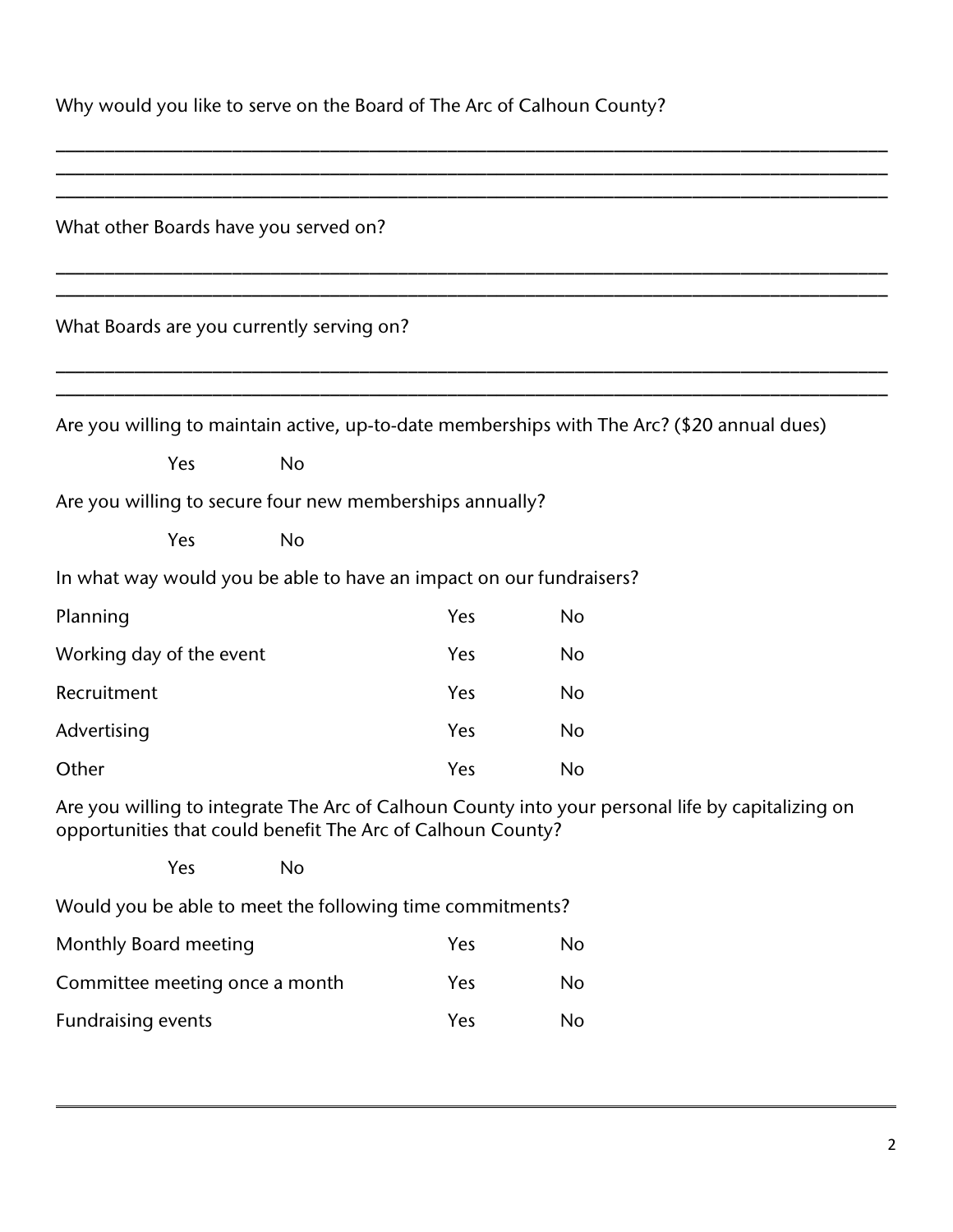Why would you like to serve on the Board of The Arc of Calhoun County?

\_\_\_\_\_\_\_\_\_\_\_\_\_\_\_\_\_\_\_\_\_\_\_\_\_\_\_\_\_\_\_\_\_\_\_\_\_\_\_\_\_\_\_\_\_\_\_\_\_\_\_\_\_\_\_\_\_\_\_\_\_\_\_\_\_\_\_\_\_\_\_\_\_\_\_\_\_\_

\_\_\_\_\_\_\_\_\_\_\_\_\_\_\_\_\_\_\_\_\_\_\_\_\_\_\_\_\_\_\_\_\_\_\_\_\_\_\_\_\_\_\_\_\_\_\_\_\_\_\_\_\_\_\_\_\_\_\_\_\_\_\_\_\_\_\_\_\_\_\_\_\_\_\_\_\_\_

\_\_\_\_\_\_\_\_\_\_\_\_\_\_\_\_\_\_\_\_\_\_\_\_\_\_\_\_\_\_\_\_\_\_\_\_\_\_\_\_\_\_\_\_\_\_\_\_\_\_\_\_\_\_\_\_\_\_\_\_\_\_\_\_\_\_\_\_\_\_\_\_\_\_\_\_\_\_

What other Boards have you served on?

\_\_\_\_\_\_\_\_\_\_\_\_\_\_\_\_\_\_\_\_\_\_\_\_\_\_\_\_\_\_\_\_\_\_\_\_\_\_\_\_\_\_\_\_\_\_\_\_\_\_\_\_\_\_\_\_\_\_\_\_\_\_\_\_\_\_\_\_\_\_\_\_\_\_\_\_\_\_

\_\_\_\_\_\_\_\_\_\_\_\_\_\_\_\_\_\_\_\_\_\_\_\_\_\_\_\_\_\_\_\_\_\_\_\_\_\_\_\_\_\_\_\_\_\_\_\_\_\_\_\_\_\_\_\_\_\_\_\_\_\_\_\_\_\_\_\_\_\_\_\_\_\_\_\_\_\_

What Boards are you currently serving on?

\_\_\_\_\_\_\_\_\_\_\_\_\_\_\_\_\_\_\_\_\_\_\_\_\_\_\_\_\_\_\_\_\_\_\_\_\_\_\_\_\_\_\_\_\_\_\_\_\_\_\_\_\_\_\_\_\_\_\_\_\_\_\_\_\_\_\_\_\_\_\_\_\_\_\_\_\_\_

\_\_\_\_\_\_\_\_\_\_\_\_\_\_\_\_\_\_\_\_\_\_\_\_\_\_\_\_\_\_\_\_\_\_\_\_\_\_\_\_\_\_\_\_\_\_\_\_\_\_\_\_\_\_\_\_\_\_\_\_\_\_\_\_\_\_\_\_\_\_\_\_\_\_\_\_\_\_

Are you willing to maintain active, up-to-date memberships with The Arc? ($20 annual dues)

Yes No

Are you willing to secure four new memberships annually?

Yes No

In what way would you be able to have an impact on our fundraisers?

| | | |
|---|---|---|
| Planning | Yes | No |
| Working day of the event | Yes | No |
| Recruitment | Yes | No |
| Advertising | Yes | No |
| Other | Yes | No |

Are you willing to integrate The Arc of Calhoun County into your personal life by capitalizing on opportunities that could benefit The Arc of Calhoun County?

Yes No

Would you be able to meet the following time commitments?

| | | |
|---|---|---|
| Monthly Board meeting | Yes | No |
| Committee meeting once a month | Yes | No |
| Fundraising events | Yes | No |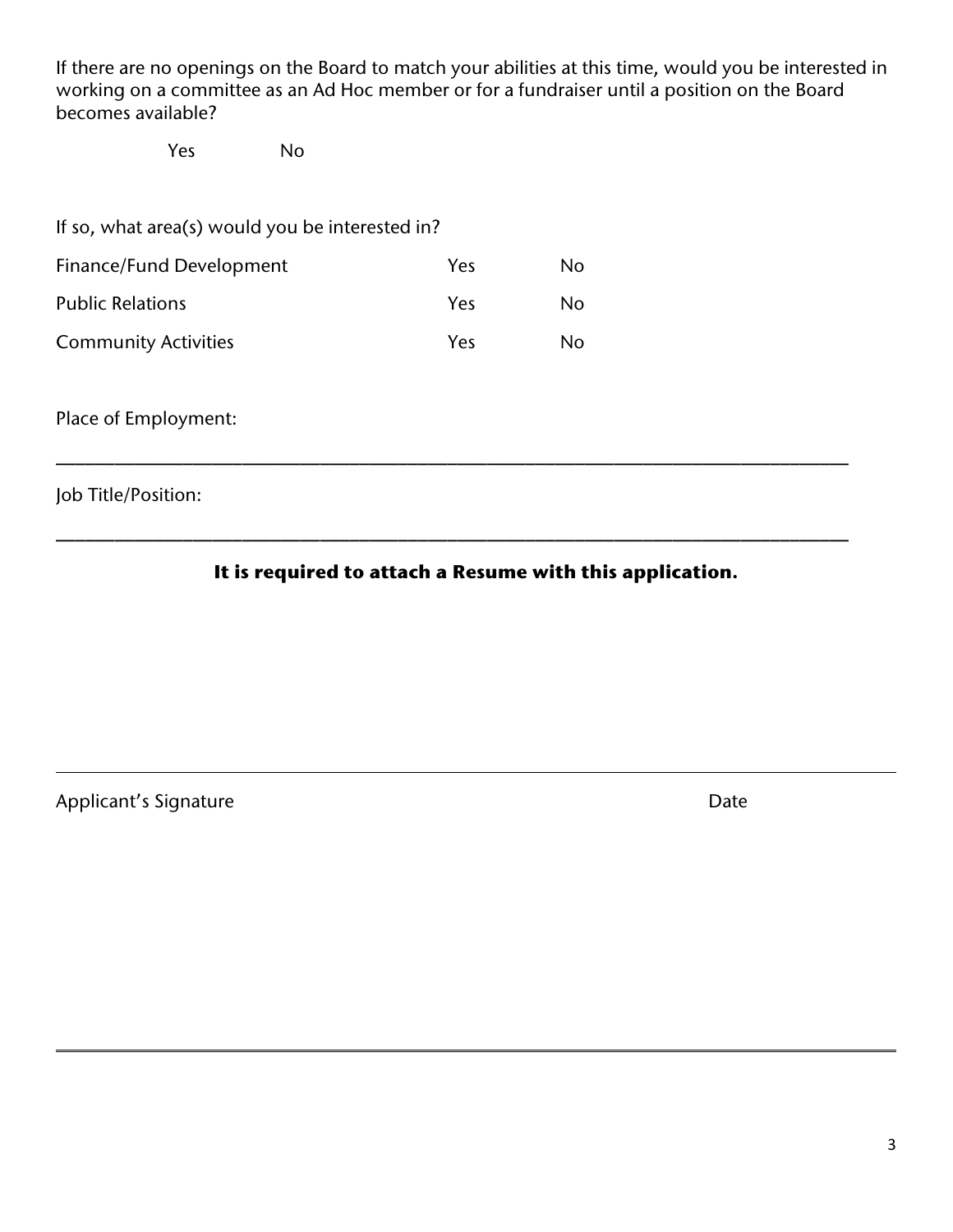If there are no openings on the Board to match your abilities at this time, would you be interested in working on a committee as an Ad Hoc member or for a fundraiser until a position on the Board becomes available?

Yes No

If so, what area(s) would you be interested in?

| | | |
|---|---|---|
| Finance/Fund Development | Yes | No |
| Public Relations | Yes | No |
| Community Activities | Yes | No |

Place of Employment:

_______________________________________________________________________________

Job Title/Position:

_______________________________________________________________________________

**It is required to attach a Resume with this application.**

_______________________________________________________________________________

Applicant's Signature Date